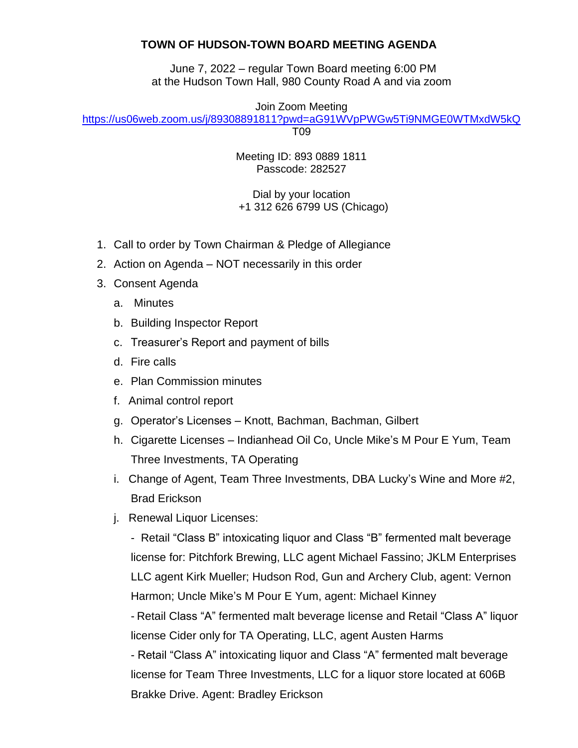# TOWN OF HUDSON-TOWN BOARD MEETING AGENDA

June 7, 2022 – regular Town Board meeting 6:00 PM
at the Hudson Town Hall, 980 County Road A and via zoom

Join Zoom Meeting
https://us06web.zoom.us/j/89308891811?pwd=aG91WVpPWGw5Ti9NMGE0WTMxdW5kQT09

Meeting ID: 893 0889 1811
Passcode: 282527

Dial by your location
+1 312 626 6799 US (Chicago)

1. Call to order by Town Chairman & Pledge of Allegiance
2. Action on Agenda – NOT necessarily in this order
3. Consent Agenda
   a. Minutes
   b. Building Inspector Report
   c. Treasurer's Report and payment of bills
   d. Fire calls
   e. Plan Commission minutes
   f. Animal control report
   g. Operator's Licenses – Knott, Bachman, Bachman, Gilbert
   h. Cigarette Licenses – Indianhead Oil Co, Uncle Mike's M Pour E Yum, Team Three Investments, TA Operating
   i. Change of Agent, Team Three Investments, DBA Lucky's Wine and More #2, Brad Erickson
   j. Renewal Liquor Licenses:

      - Retail "Class B" intoxicating liquor and Class "B" fermented malt beverage license for: Pitchfork Brewing, LLC agent Michael Fassino; JKLM Enterprises LLC agent Kirk Mueller; Hudson Rod, Gun and Archery Club, agent: Vernon Harmon; Uncle Mike's M Pour E Yum, agent: Michael Kinney
      - Retail Class "A" fermented malt beverage license and Retail "Class A" liquor license Cider only for TA Operating, LLC, agent Austen Harms
      - Retail "Class A" intoxicating liquor and Class "A" fermented malt beverage license for Team Three Investments, LLC for a liquor store located at 606B Brakke Drive. Agent: Bradley Erickson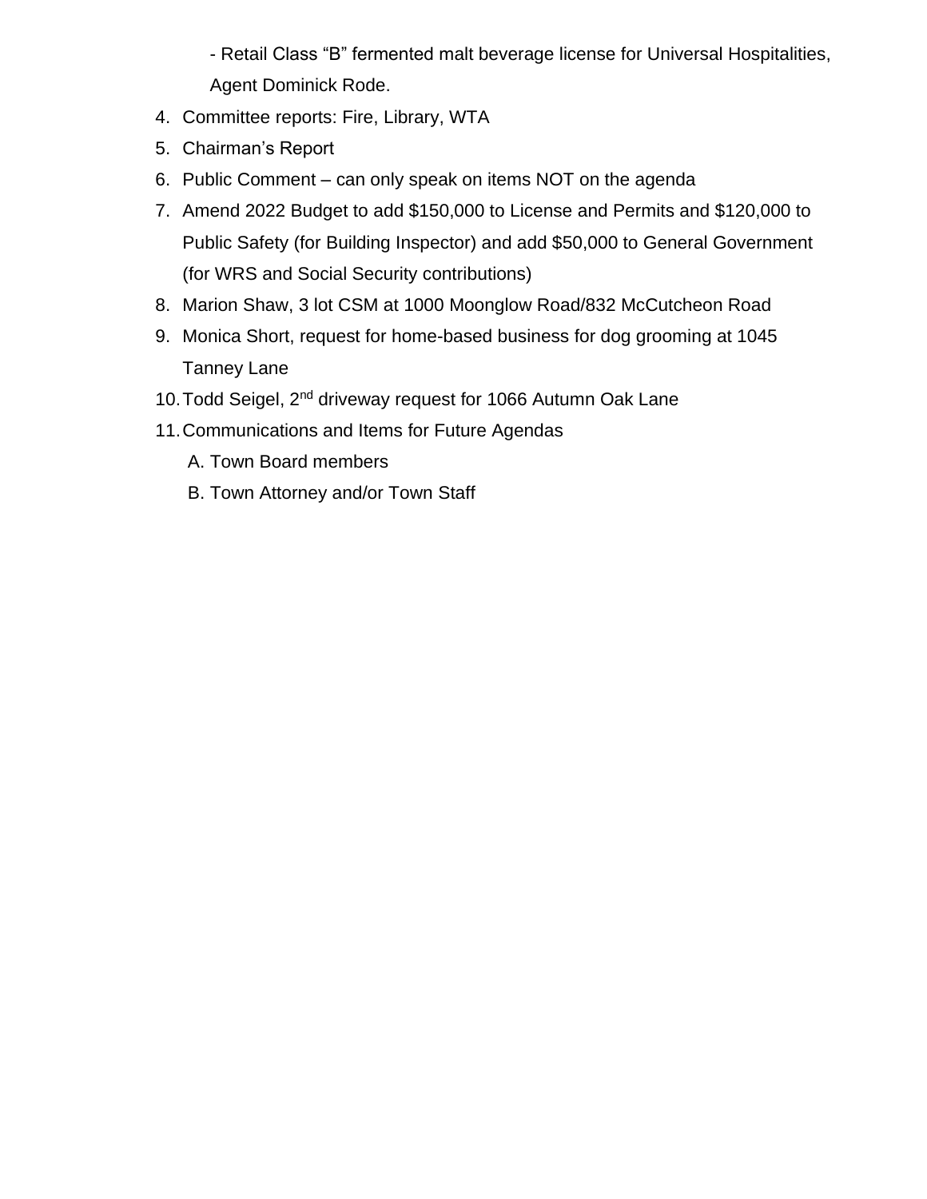- Retail Class "B" fermented malt beverage license for Universal Hospitalities, Agent Dominick Rode.

4. Committee reports: Fire, Library, WTA
5. Chairman's Report
6. Public Comment – can only speak on items NOT on the agenda
7. Amend 2022 Budget to add $150,000 to License and Permits and $120,000 to Public Safety (for Building Inspector) and add $50,000 to General Government (for WRS and Social Security contributions)
8. Marion Shaw, 3 lot CSM at 1000 Moonglow Road/832 McCutcheon Road
9. Monica Short, request for home-based business for dog grooming at 1045 Tanney Lane
10. Todd Seigel, 2nd driveway request for 1066 Autumn Oak Lane
11. Communications and Items for Future Agendas
    A. Town Board members
    B. Town Attorney and/or Town Staff